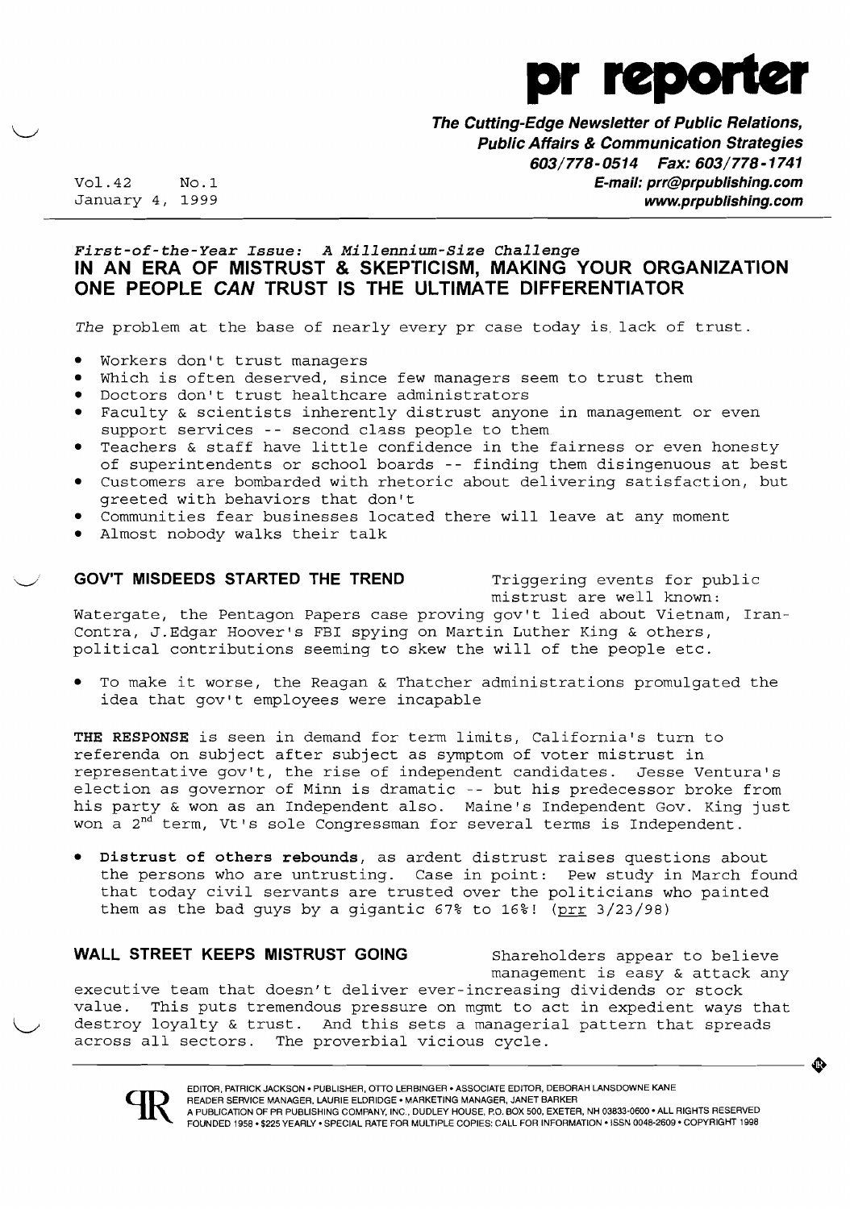# pr reporter

**The Cutting-Edge Newsletter of Public Relations, Public Affairs & Communication Strategies**
**603/778-0514 Fax: 603/778-1741**
**E-mail: prr@prpublishing.com**
**www.prpublishing.com**

Vol.42 No.1
January 4, 1999

*First-of-the-Year Issue: A Millennium-Size Challenge*

## IN AN ERA OF MISTRUST & SKEPTICISM, MAKING YOUR ORGANIZATION ONE PEOPLE *CAN* TRUST IS THE ULTIMATE DIFFERENTIATOR

*The* problem at the base of nearly every pr case today is lack of trust.

- Workers don't trust managers
- Which is often deserved, since few managers seem to trust them
- Doctors don't trust healthcare administrators
- Faculty & scientists inherently distrust anyone in management or even support services -- second class people to them
- Teachers & staff have little confidence in the fairness or even honesty of superintendents or school boards -- finding them disingenuous at best
- Customers are bombarded with rhetoric about delivering satisfaction, but greeted with behaviors that don't
- Communities fear businesses located there will leave at any moment
- Almost nobody walks their talk

**GOV'T MISDEEDS STARTED THE TREND** Triggering events for public mistrust are well known: Watergate, the Pentagon Papers case proving gov't lied about Vietnam, Iran-Contra, J.Edgar Hoover's FBI spying on Martin Luther King & others, political contributions seeming to skew the will of the people etc.

- To make it worse, the Reagan & Thatcher administrations promulgated the idea that gov't employees were incapable

**THE RESPONSE** is seen in demand for term limits, California's turn to referenda on subject after subject as symptom of voter mistrust in representative gov't, the rise of independent candidates. Jesse Ventura's election as governor of Minn is dramatic -- but his predecessor broke from his party & won as an Independent also. Maine's Independent Gov. King just won a 2[nd] term, Vt's sole Congressman for several terms is Independent.

- **Distrust of others rebounds**, as ardent distrust raises questions about the persons who are untrusting. Case in point: Pew study in March found that today civil servants are trusted over the politicians who painted them as the bad guys by a gigantic 67% to 16%! (prr 3/23/98)

**WALL STREET KEEPS MISTRUST GOING** Shareholders appear to believe management is easy & attack any executive team that doesn't deliver ever-increasing dividends or stock value. This puts tremendous pressure on mgmt to act in expedient ways that destroy loyalty & trust. And this sets a managerial pattern that spreads across all sectors. The proverbial vicious cycle.

EDITOR, PATRICK JACKSON • PUBLISHER, OTTO LERBINGER • ASSOCIATE EDITOR, DEBORAH LANSDOWNE KANE
READER SERVICE MANAGER, LAURIE ELDRIDGE • MARKETING MANAGER, JANET BARKER
A PUBLICATION OF PR PUBLISHING COMPANY, INC., DUDLEY HOUSE, P.O. BOX 600, EXETER, NH 03833-0600 • ALL RIGHTS RESERVED
FOUNDED 1958 • $225 YEARLY • SPECIAL RATE FOR MULTIPLE COPIES: CALL FOR INFORMATION • ISSN 0048-2609 • COPYRIGHT 1998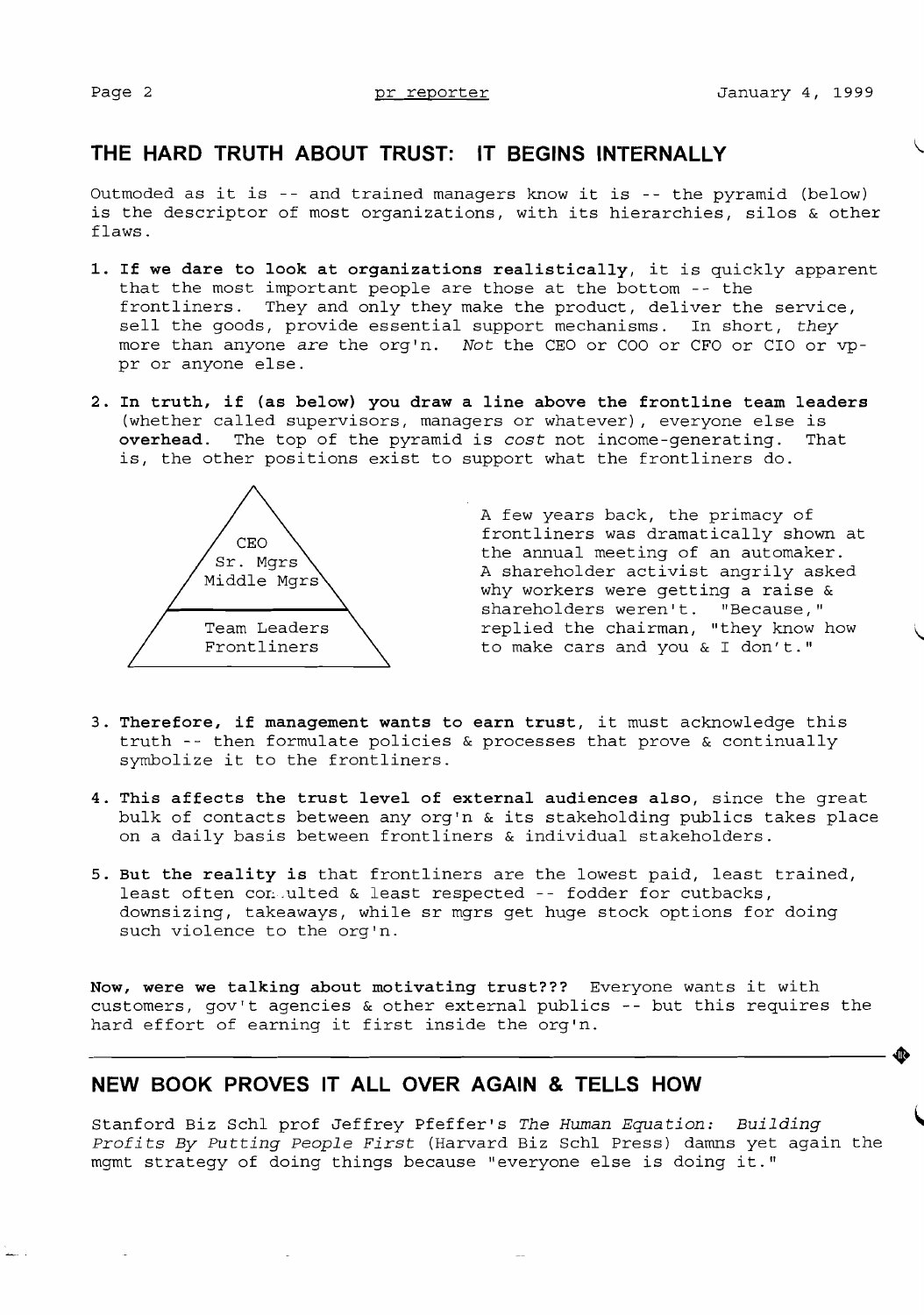## THE HARD TRUTH ABOUT TRUST: IT BEGINS INTERNALLY

Outmoded as it is -- and trained managers know it is -- the pyramid (below) is the descriptor of most organizations, with its hierarchies, silos & other flaws.

1. **If we dare to look at organizations realistically**, it is quickly apparent that the most important people are those at the bottom -- the frontliners. They and only they make the product, deliver the service, sell the goods, provide essential support mechanisms. In short, *they* more than anyone *are* the org'n. *Not* the CEO or COO or CFO or CIO or vp-pr or anyone else.

2. **In truth, if (as below) you draw a line above the frontline team leaders** (whether called supervisors, managers or whatever), everyone else is **overhead**. The top of the pyramid is *cost* not income-generating. That is, the other positions exist to support what the frontliners do.

CEO
Sr. Mgrs
Middle Mgrs

Team Leaders
Frontliners

A few years back, the primacy of frontliners was dramatically shown at the annual meeting of an automaker. A shareholder activist angrily asked why workers were getting a raise & shareholders weren't. "Because," replied the chairman, "they know how to make cars and you & I don't."

3. **Therefore, if management wants to earn trust**, it must acknowledge this truth -- then formulate policies & processes that prove & continually symbolize it to the frontliners.

4. **This affects the trust level of external audiences also**, since the great bulk of contacts between any org'n & its stakeholding publics takes place on a daily basis between frontliners & individual stakeholders.

5. **But the reality is** that frontliners are the lowest paid, least trained, least often consulted & least respected -- fodder for cutbacks, downsizing, takeaways, while sr mgrs get huge stock options for doing such violence to the org'n.

**Now, were we talking about motivating trust???** Everyone wants it with customers, gov't agencies & other external publics -- but this requires the hard effort of earning it first inside the org'n.

---

## NEW BOOK PROVES IT ALL OVER AGAIN & TELLS HOW

Stanford Biz Schl prof Jeffrey Pfeffer's *The Human Equation: Building Profits By Putting People First* (Harvard Biz Schl Press) damns yet again the mgmt strategy of doing things because "everyone else is doing it."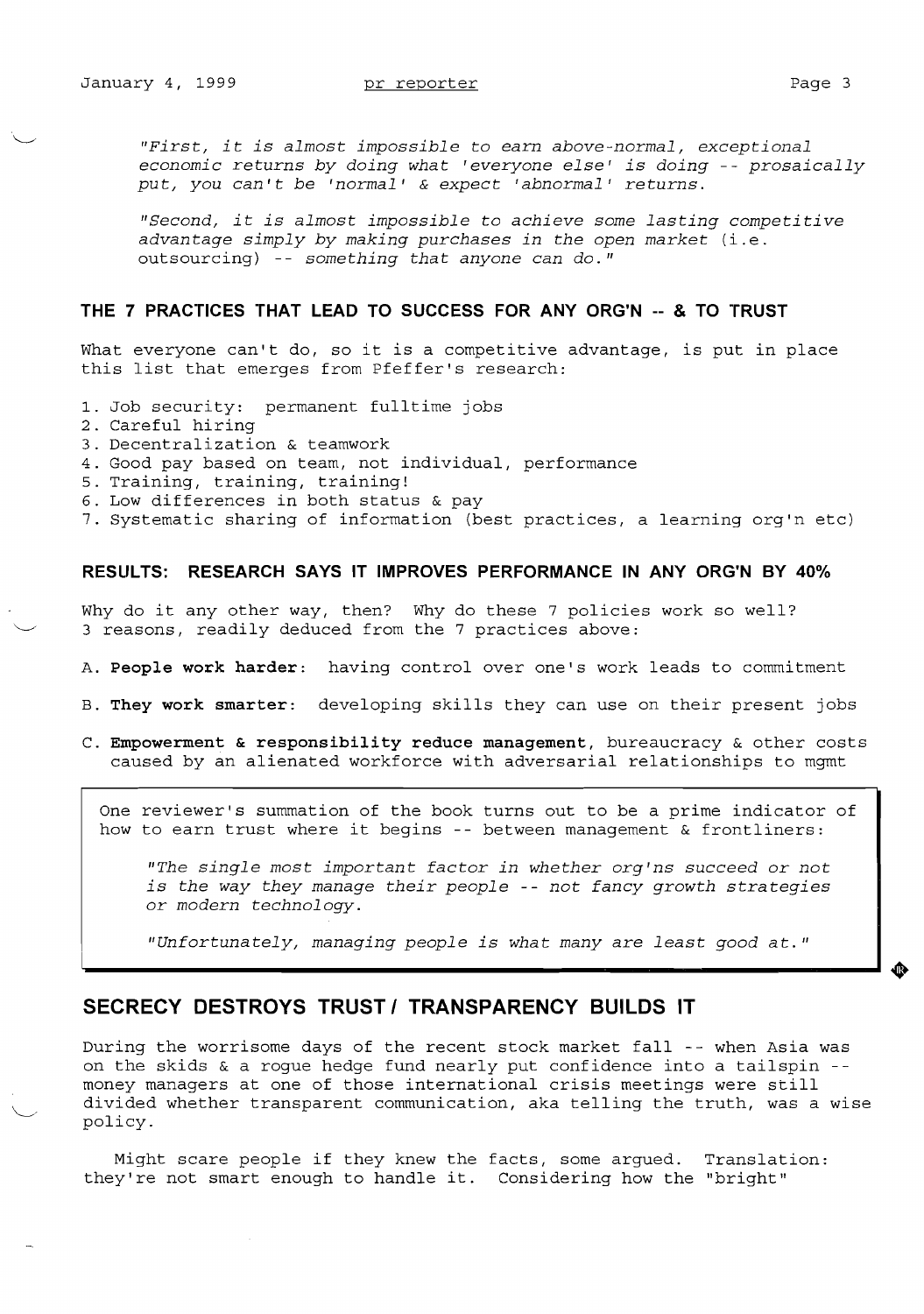*"First, it is almost impossible to earn above-normal, exceptional economic returns by doing what 'everyone else' is doing -- prosaically put, you can't be 'normal' & expect 'abnormal' returns.*

*"Second, it is almost impossible to achieve some lasting competitive advantage simply by making purchases in the open market* (i.e. outsourcing) *-- something that anyone can do."*

## THE 7 PRACTICES THAT LEAD TO SUCCESS FOR ANY ORG'N -- & TO TRUST

What everyone can't do, so it is a competitive advantage, is put in place this list that emerges from Pfeffer's research:

1. Job security: permanent fulltime jobs
2. Careful hiring
3. Decentralization & teamwork
4. Good pay based on team, not individual, performance
5. Training, training, training!
6. Low differences in both status & pay
7. Systematic sharing of information (best practices, a learning org'n etc)

## RESULTS: RESEARCH SAYS IT IMPROVES PERFORMANCE IN ANY ORG'N BY 40%

Why do it any other way, then? Why do these 7 policies work so well? 3 reasons, readily deduced from the 7 practices above:

A. **People work harder**: having control over one's work leads to commitment

B. **They work smarter**: developing skills they can use on their present jobs

C. **Empowerment & responsibility reduce management**, bureaucracy & other costs caused by an alienated workforce with adversarial relationships to mgmt

One reviewer's summation of the book turns out to be a prime indicator of how to earn trust where it begins -- between management & frontliners:

> *"The single most important factor in whether org'ns succeed or not is the way they manage their people -- not fancy growth strategies or modern technology.*
>
> *"Unfortunately, managing people is what many are least good at."*

## SECRECY DESTROYS TRUST / TRANSPARENCY BUILDS IT

During the worrisome days of the recent stock market fall -- when Asia was on the skids & a rogue hedge fund nearly put confidence into a tailspin -- money managers at one of those international crisis meetings were still divided whether transparent communication, aka telling the truth, was a wise policy.

Might scare people if they knew the facts, some argued. Translation: they're not smart enough to handle it. Considering how the "bright"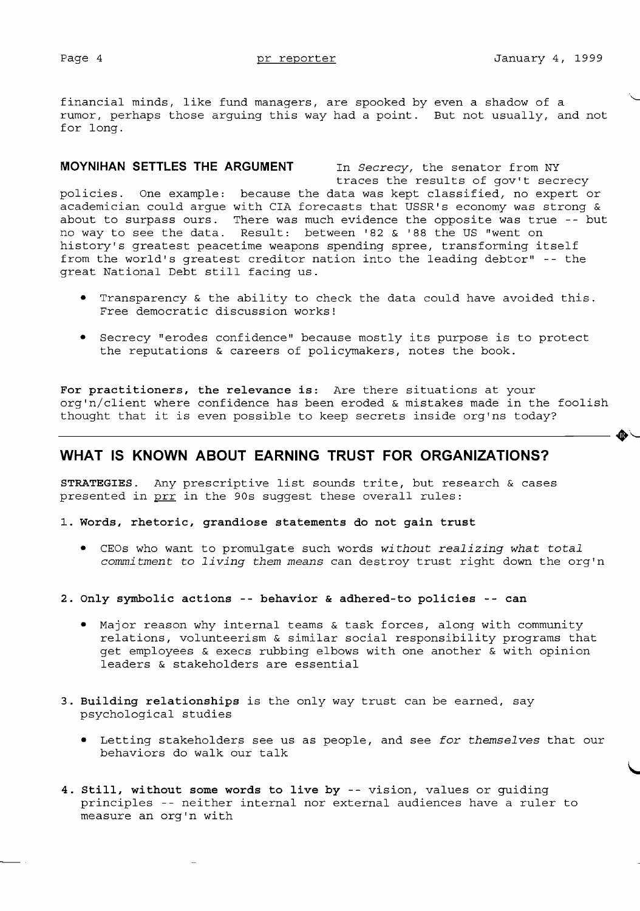financial minds, like fund managers, are spooked by even a shadow of a rumor, perhaps those arguing this way had a point. But not usually, and not for long.

**MOYNIHAN SETTLES THE ARGUMENT** In *Secrecy*, the senator from NY traces the results of gov't secrecy policies. One example: because the data was kept classified, no expert or academician could argue with CIA forecasts that USSR's economy was strong & about to surpass ours. There was much evidence the opposite was true -- but no way to see the data. Result: between '82 & '88 the US "went on history's greatest peacetime weapons spending spree, transforming itself from the world's greatest creditor nation into the leading debtor" -- the great National Debt still facing us.

- Transparency & the ability to check the data could have avoided this. Free democratic discussion works!
- Secrecy "erodes confidence" because mostly its purpose is to protect the reputations & careers of policymakers, notes the book.

**For practitioners, the relevance is:** Are there situations at your org'n/client where confidence has been eroded & mistakes made in the foolish thought that it is even possible to keep secrets inside org'ns today?

---

## WHAT IS KNOWN ABOUT EARNING TRUST FOR ORGANIZATIONS?

**STRATEGIES**. Any prescriptive list sounds trite, but research & cases presented in prr in the 90s suggest these overall rules:

1. **Words, rhetoric, grandiose statements do not gain trust**
   - CEOs who want to promulgate such words *without realizing what total commitment to living them means* can destroy trust right down the org'n

2. **Only symbolic actions -- behavior & adhered-to policies -- can**
   - Major reason why internal teams & task forces, along with community relations, volunteerism & similar social responsibility programs that get employees & execs rubbing elbows with one another & with opinion leaders & stakeholders are essential

3. **Building relationships** is the only way trust can be earned, say psychological studies
   - Letting stakeholders see us as people, and see *for themselves* that our behaviors do walk our talk

4. **Still, without some words to live by** -- vision, values or guiding principles -- neither internal nor external audiences have a ruler to measure an org'n with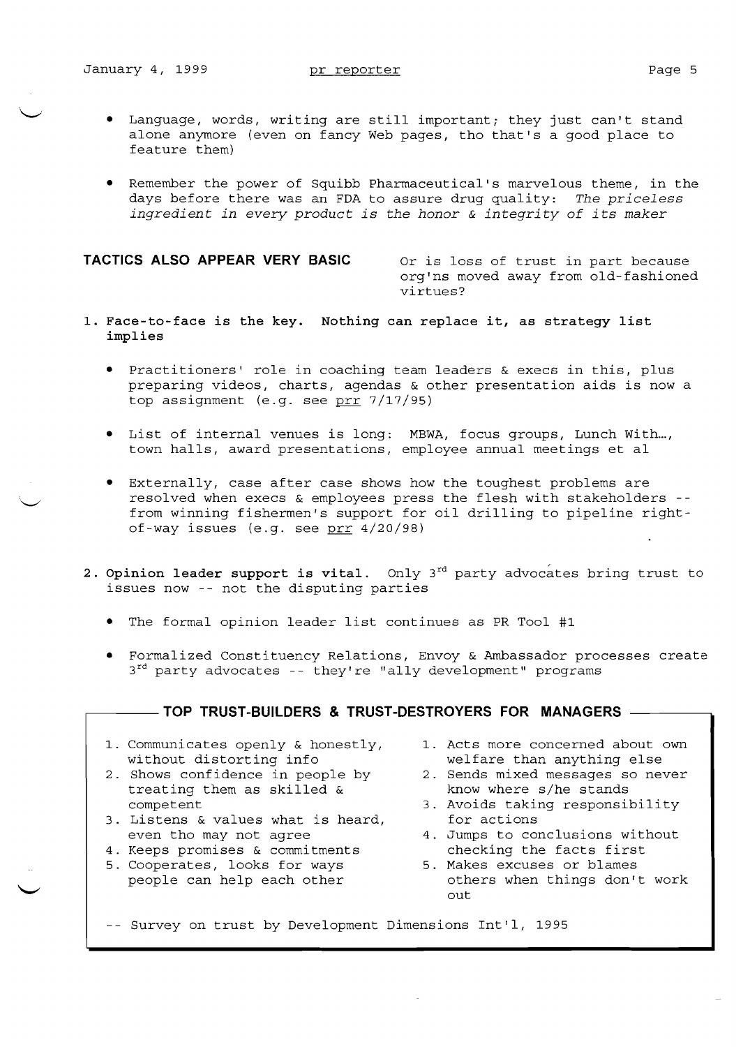- Language, words, writing are still important; they just can't stand alone anymore (even on fancy Web pages, tho that's a good place to feature them)

- Remember the power of Squibb Pharmaceutical's marvelous theme, in the days before there was an FDA to assure drug quality: *The priceless ingredient in every product is the honor & integrity of its maker*

## TACTICS ALSO APPEAR VERY BASIC

Or is loss of trust in part because org'ns moved away from old-fashioned virtues?

1. **Face-to-face is the key. Nothing can replace it, as strategy list implies**

   - Practitioners' role in coaching team leaders & execs in this, plus preparing videos, charts, agendas & other presentation aids is now a top assignment (e.g. see prr 7/17/95)

   - List of internal venues is long: MBWA, focus groups, Lunch With..., town halls, award presentations, employee annual meetings et al

   - Externally, case after case shows how the toughest problems are resolved when execs & employees press the flesh with stakeholders -- from winning fishermen's support for oil drilling to pipeline right-of-way issues (e.g. see prr 4/20/98)

2. **Opinion leader support is vital.** Only 3rd party advocates bring trust to issues now -- not the disputing parties

   - The formal opinion leader list continues as PR Tool #1

   - Formalized Constituency Relations, Envoy & Ambassador processes create 3rd party advocates -- they're "ally development" programs

### TOP TRUST-BUILDERS & TRUST-DESTROYERS FOR MANAGERS

| Trust-Builders | Trust-Destroyers |
|---|---|
| 1. Communicates openly & honestly, without distorting info | 1. Acts more concerned about own welfare than anything else |
| 2. Shows confidence in people by treating them as skilled & competent | 2. Sends mixed messages so never know where s/he stands |
| 3. Listens & values what is heard, even tho may not agree | 3. Avoids taking responsibility for actions |
| 4. Keeps promises & commitments | 4. Jumps to conclusions without checking the facts first |
| 5. Cooperates, looks for ways people can help each other | 5. Makes excuses or blames others when things don't work out |

-- Survey on trust by Development Dimensions Int'l, 1995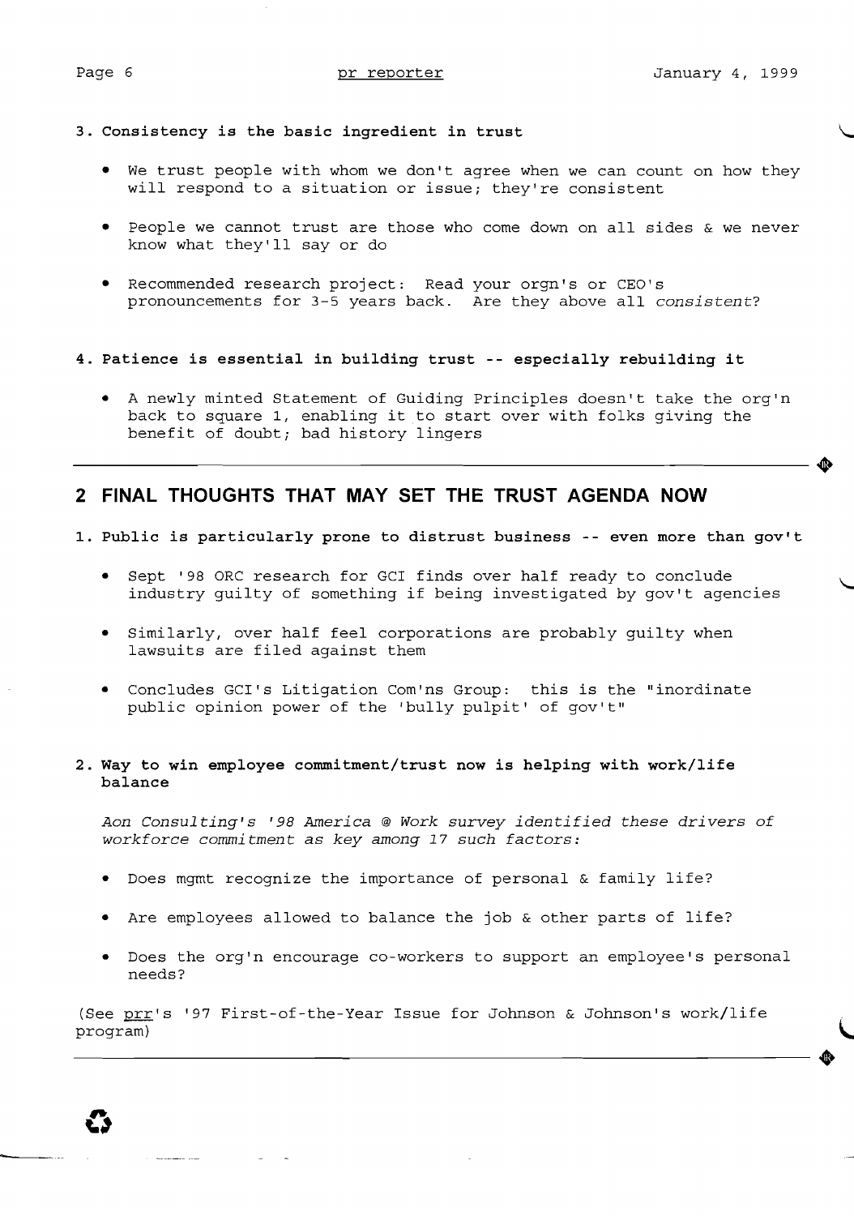**3. Consistency is the basic ingredient in trust**

- We trust people with whom we don't agree when we can count on how they will respond to a situation or issue; they're consistent
- People we cannot trust are those who come down on all sides & we never know what they'll say or do
- Recommended research project: Read your orgn's or CEO's pronouncements for 3-5 years back. Are they above all *consistent*?

**4. Patience is essential in building trust -- especially rebuilding it**

- A newly minted Statement of Guiding Principles doesn't take the org'n back to square 1, enabling it to start over with folks giving the benefit of doubt; bad history lingers

---

## 2 FINAL THOUGHTS THAT MAY SET THE TRUST AGENDA NOW

**1. Public is particularly prone to distrust business -- even more than gov't**

- Sept '98 ORC research for GCI finds over half ready to conclude industry guilty of something if being investigated by gov't agencies
- Similarly, over half feel corporations are probably guilty when lawsuits are filed against them
- Concludes GCI's Litigation Com'ns Group: this is the "inordinate public opinion power of the 'bully pulpit' of gov't"

**2. Way to win employee commitment/trust now is helping with work/life balance**

*Aon Consulting's '98 America @ Work survey identified these drivers of workforce commitment as key among 17 such factors:*

- Does mgmt recognize the importance of personal & family life?
- Are employees allowed to balance the job & other parts of life?
- Does the org'n encourage co-workers to support an employee's personal needs?

(See prr's '97 First-of-the-Year Issue for Johnson & Johnson's work/life program)

---